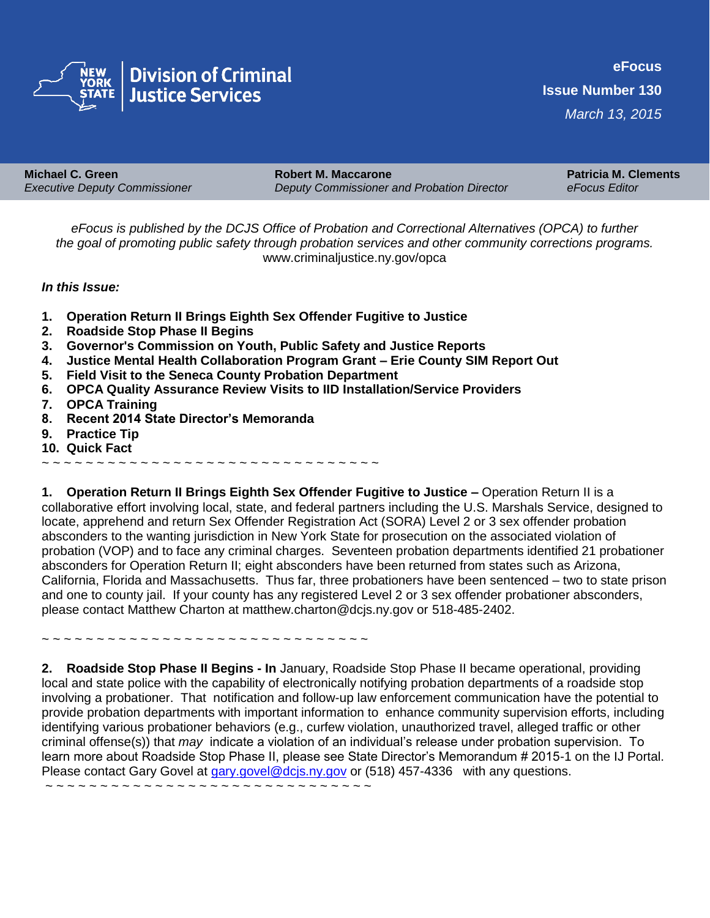**Division of Criminal Justice Services** — NEW YORK STATE

**eFocus**
**Issue Number 130**
*March 13, 2015*

**Michael C. Green**
*Executive Deputy Commissioner*

**Robert M. Maccarone**
*Deputy Commissioner and Probation Director*

**Patricia M. Clements**
*eFocus Editor*

*eFocus is published by the DCJS Office of Probation and Correctional Alternatives (OPCA) to further the goal of promoting public safety through probation services and other community corrections programs.*
www.criminaljustice.ny.gov/opca

***In this Issue:***

1. **Operation Return II Brings Eighth Sex Offender Fugitive to Justice**
2. **Roadside Stop Phase II Begins**
3. **Governor's Commission on Youth, Public Safety and Justice Reports**
4. **Justice Mental Health Collaboration Program Grant – Erie County SIM Report Out**
5. **Field Visit to the Seneca County Probation Department**
6. **OPCA Quality Assurance Review Visits to IID Installation/Service Providers**
7. **OPCA Training**
8. **Recent 2014 State Director's Memoranda**
9. **Practice Tip**
10. **Quick Fact**

~ ~ ~ ~ ~ ~ ~ ~ ~ ~ ~ ~ ~ ~ ~ ~ ~ ~ ~ ~ ~ ~ ~ ~ ~ ~ ~ ~ ~ ~ ~ ~

**1. Operation Return II Brings Eighth Sex Offender Fugitive to Justice –** Operation Return II is a collaborative effort involving local, state, and federal partners including the U.S. Marshals Service, designed to locate, apprehend and return Sex Offender Registration Act (SORA) Level 2 or 3 sex offender probation absconders to the wanting jurisdiction in New York State for prosecution on the associated violation of probation (VOP) and to face any criminal charges. Seventeen probation departments identified 21 probationer absconders for Operation Return II; eight absconders have been returned from states such as Arizona, California, Florida and Massachusetts. Thus far, three probationers have been sentenced – two to state prison and one to county jail. If your county has any registered Level 2 or 3 sex offender probationer absconders, please contact Matthew Charton at matthew.charton@dcjs.ny.gov or 518-485-2402.

~ ~ ~ ~ ~ ~ ~ ~ ~ ~ ~ ~ ~ ~ ~ ~ ~ ~ ~ ~ ~ ~ ~ ~ ~ ~ ~ ~ ~ ~ ~ ~

**2. Roadside Stop Phase II Begins - In** January, Roadside Stop Phase II became operational, providing local and state police with the capability of electronically notifying probation departments of a roadside stop involving a probationer. That notification and follow-up law enforcement communication have the potential to provide probation departments with important information to enhance community supervision efforts, including identifying various probationer behaviors (e.g., curfew violation, unauthorized travel, alleged traffic or other criminal offense(s)) that *may* indicate a violation of an individual's release under probation supervision. To learn more about Roadside Stop Phase II, please see State Director's Memorandum # 2015-1 on the IJ Portal. Please contact Gary Govel at gary.govel@dcjs.ny.gov or (518) 457-4336 with any questions.

~ ~ ~ ~ ~ ~ ~ ~ ~ ~ ~ ~ ~ ~ ~ ~ ~ ~ ~ ~ ~ ~ ~ ~ ~ ~ ~ ~ ~ ~ ~ ~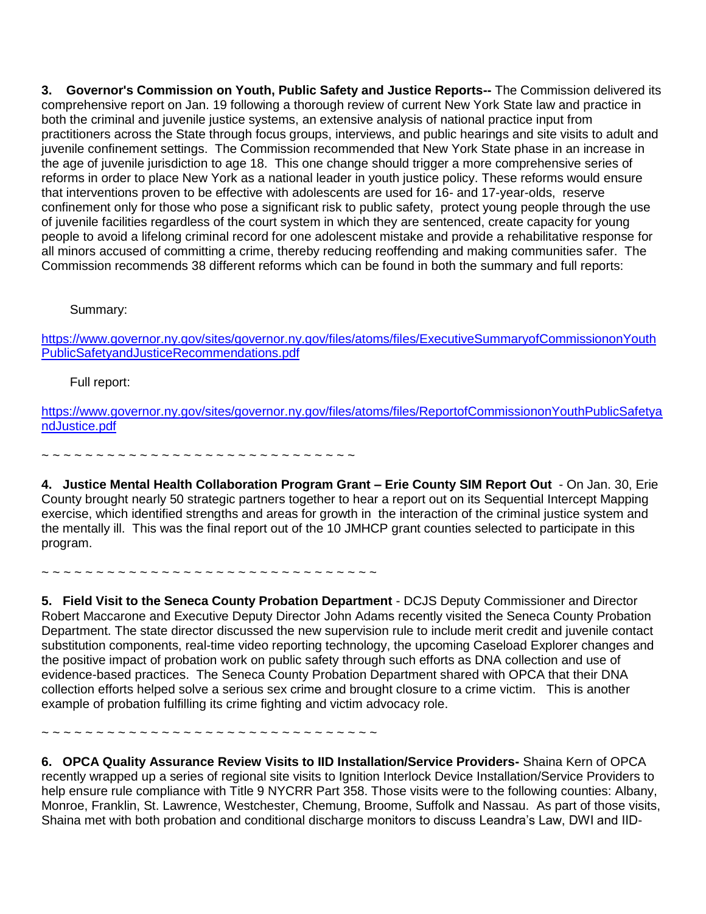**3. Governor's Commission on Youth, Public Safety and Justice Reports--** The Commission delivered its comprehensive report on Jan. 19 following a thorough review of current New York State law and practice in both the criminal and juvenile justice systems, an extensive analysis of national practice input from practitioners across the State through focus groups, interviews, and public hearings and site visits to adult and juvenile confinement settings. The Commission recommended that New York State phase in an increase in the age of juvenile jurisdiction to age 18. This one change should trigger a more comprehensive series of reforms in order to place New York as a national leader in youth justice policy. These reforms would ensure that interventions proven to be effective with adolescents are used for 16- and 17-year-olds, reserve confinement only for those who pose a significant risk to public safety, protect young people through the use of juvenile facilities regardless of the court system in which they are sentenced, create capacity for young people to avoid a lifelong criminal record for one adolescent mistake and provide a rehabilitative response for all minors accused of committing a crime, thereby reducing reoffending and making communities safer. The Commission recommends 38 different reforms which can be found in both the summary and full reports:

Summary:

https://www.governor.ny.gov/sites/governor.ny.gov/files/atoms/files/ExecutiveSummaryofCommissiononYouthPublicSafetyandJusticeRecommendations.pdf

Full report:

https://www.governor.ny.gov/sites/governor.ny.gov/files/atoms/files/ReportofCommissiononYouthPublicSafetyandJustice.pdf

~ ~ ~ ~ ~ ~ ~ ~ ~ ~ ~ ~ ~ ~ ~ ~ ~ ~ ~ ~ ~ ~ ~ ~ ~ ~ ~ ~ ~ ~

**4. Justice Mental Health Collaboration Program Grant – Erie County SIM Report Out** - On Jan. 30, Erie County brought nearly 50 strategic partners together to hear a report out on its Sequential Intercept Mapping exercise, which identified strengths and areas for growth in the interaction of the criminal justice system and the mentally ill. This was the final report out of the 10 JMHCP grant counties selected to participate in this program.

~ ~ ~ ~ ~ ~ ~ ~ ~ ~ ~ ~ ~ ~ ~ ~ ~ ~ ~ ~ ~ ~ ~ ~ ~ ~ ~ ~ ~ ~ ~ ~

**5. Field Visit to the Seneca County Probation Department** - DCJS Deputy Commissioner and Director Robert Maccarone and Executive Deputy Director John Adams recently visited the Seneca County Probation Department. The state director discussed the new supervision rule to include merit credit and juvenile contact substitution components, real-time video reporting technology, the upcoming Caseload Explorer changes and the positive impact of probation work on public safety through such efforts as DNA collection and use of evidence-based practices. The Seneca County Probation Department shared with OPCA that their DNA collection efforts helped solve a serious sex crime and brought closure to a crime victim. This is another example of probation fulfilling its crime fighting and victim advocacy role.

~ ~ ~ ~ ~ ~ ~ ~ ~ ~ ~ ~ ~ ~ ~ ~ ~ ~ ~ ~ ~ ~ ~ ~ ~ ~ ~ ~ ~ ~ ~ ~

**6. OPCA Quality Assurance Review Visits to IID Installation/Service Providers-** Shaina Kern of OPCA recently wrapped up a series of regional site visits to Ignition Interlock Device Installation/Service Providers to help ensure rule compliance with Title 9 NYCRR Part 358. Those visits were to the following counties: Albany, Monroe, Franklin, St. Lawrence, Westchester, Chemung, Broome, Suffolk and Nassau. As part of those visits, Shaina met with both probation and conditional discharge monitors to discuss Leandra's Law, DWI and IID-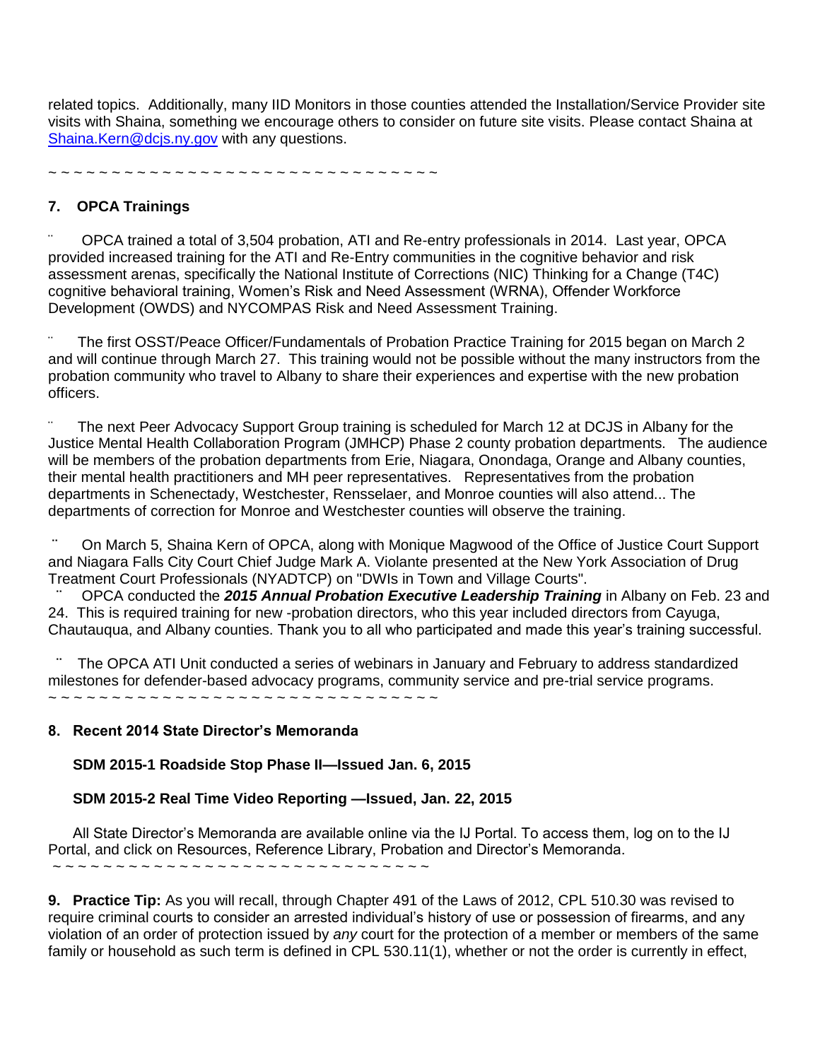related topics. Additionally, many IID Monitors in those counties attended the Installation/Service Provider site visits with Shaina, something we encourage others to consider on future site visits. Please contact Shaina at Shaina.Kern@dcjs.ny.gov with any questions.

~ ~ ~ ~ ~ ~ ~ ~ ~ ~ ~ ~ ~ ~ ~ ~ ~ ~ ~ ~ ~ ~ ~ ~ ~ ~ ~ ~ ~ ~ ~ ~

## 7. OPCA Trainings

¨ OPCA trained a total of 3,504 probation, ATI and Re-entry professionals in 2014. Last year, OPCA provided increased training for the ATI and Re-Entry communities in the cognitive behavior and risk assessment arenas, specifically the National Institute of Corrections (NIC) Thinking for a Change (T4C) cognitive behavioral training, Women's Risk and Need Assessment (WRNA), Offender Workforce Development (OWDS) and NYCOMPAS Risk and Need Assessment Training.

¨ The first OSST/Peace Officer/Fundamentals of Probation Practice Training for 2015 began on March 2 and will continue through March 27. This training would not be possible without the many instructors from the probation community who travel to Albany to share their experiences and expertise with the new probation officers.

¨ The next Peer Advocacy Support Group training is scheduled for March 12 at DCJS in Albany for the Justice Mental Health Collaboration Program (JMHCP) Phase 2 county probation departments. The audience will be members of the probation departments from Erie, Niagara, Onondaga, Orange and Albany counties, their mental health practitioners and MH peer representatives. Representatives from the probation departments in Schenectady, Westchester, Rensselaer, and Monroe counties will also attend... The departments of correction for Monroe and Westchester counties will observe the training.

¨ On March 5, Shaina Kern of OPCA, along with Monique Magwood of the Office of Justice Court Support and Niagara Falls City Court Chief Judge Mark A. Violante presented at the New York Association of Drug Treatment Court Professionals (NYADTCP) on "DWIs in Town and Village Courts".

¨ OPCA conducted the ***2015 Annual Probation Executive Leadership Training*** in Albany on Feb. 23 and 24. This is required training for new -probation directors, who this year included directors from Cayuga, Chautauqua, and Albany counties. Thank you to all who participated and made this year's training successful.

¨ The OPCA ATI Unit conducted a series of webinars in January and February to address standardized milestones for defender-based advocacy programs, community service and pre-trial service programs.

~ ~ ~ ~ ~ ~ ~ ~ ~ ~ ~ ~ ~ ~ ~ ~ ~ ~ ~ ~ ~ ~ ~ ~ ~ ~ ~ ~ ~ ~ ~ ~

## 8. Recent 2014 State Director's Memoranda

**SDM 2015-1 Roadside Stop Phase II—Issued Jan. 6, 2015**

**SDM 2015-2 Real Time Video Reporting —Issued, Jan. 22, 2015**

All State Director's Memoranda are available online via the IJ Portal. To access them, log on to the IJ Portal, and click on Resources, Reference Library, Probation and Director's Memoranda.

~ ~ ~ ~ ~ ~ ~ ~ ~ ~ ~ ~ ~ ~ ~ ~ ~ ~ ~ ~ ~ ~ ~ ~ ~ ~ ~ ~ ~ ~ ~ ~

**9. Practice Tip:** As you will recall, through Chapter 491 of the Laws of 2012, CPL 510.30 was revised to require criminal courts to consider an arrested individual's history of use or possession of firearms, and any violation of an order of protection issued by *any* court for the protection of a member or members of the same family or household as such term is defined in CPL 530.11(1), whether or not the order is currently in effect,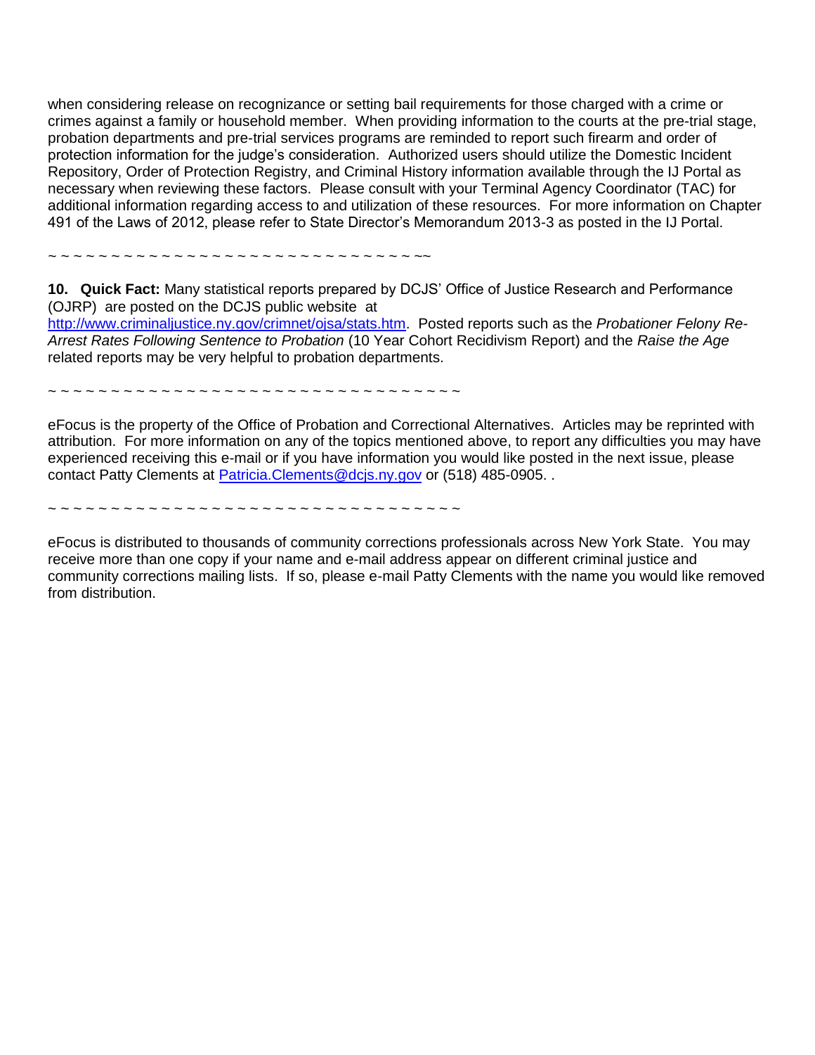when considering release on recognizance or setting bail requirements for those charged with a crime or crimes against a family or household member. When providing information to the courts at the pre-trial stage, probation departments and pre-trial services programs are reminded to report such firearm and order of protection information for the judge's consideration. Authorized users should utilize the Domestic Incident Repository, Order of Protection Registry, and Criminal History information available through the IJ Portal as necessary when reviewing these factors. Please consult with your Terminal Agency Coordinator (TAC) for additional information regarding access to and utilization of these resources. For more information on Chapter 491 of the Laws of 2012, please refer to State Director's Memorandum 2013-3 as posted in the IJ Portal.

~ ~ ~ ~ ~ ~ ~ ~ ~ ~ ~ ~ ~ ~ ~ ~ ~ ~ ~ ~ ~ ~ ~ ~ ~ ~ ~ ~ ~ ~ ~ ~~

**10. Quick Fact:** Many statistical reports prepared by DCJS' Office of Justice Research and Performance (OJRP) are posted on the DCJS public website at http://www.criminaljustice.ny.gov/crimnet/ojsa/stats.htm. Posted reports such as the *Probationer Felony Re-Arrest Rates Following Sentence to Probation* (10 Year Cohort Recidivism Report) and the *Raise the Age* related reports may be very helpful to probation departments.

~ ~ ~ ~ ~ ~ ~ ~ ~ ~ ~ ~ ~ ~ ~ ~ ~ ~ ~ ~ ~ ~ ~ ~ ~ ~ ~ ~ ~ ~ ~ ~ ~ ~ ~

eFocus is the property of the Office of Probation and Correctional Alternatives. Articles may be reprinted with attribution. For more information on any of the topics mentioned above, to report any difficulties you may have experienced receiving this e-mail or if you have information you would like posted in the next issue, please contact Patty Clements at Patricia.Clements@dcjs.ny.gov or (518) 485-0905. .

~ ~ ~ ~ ~ ~ ~ ~ ~ ~ ~ ~ ~ ~ ~ ~ ~ ~ ~ ~ ~ ~ ~ ~ ~ ~ ~ ~ ~ ~ ~ ~ ~ ~ ~

eFocus is distributed to thousands of community corrections professionals across New York State. You may receive more than one copy if your name and e-mail address appear on different criminal justice and community corrections mailing lists. If so, please e-mail Patty Clements with the name you would like removed from distribution.